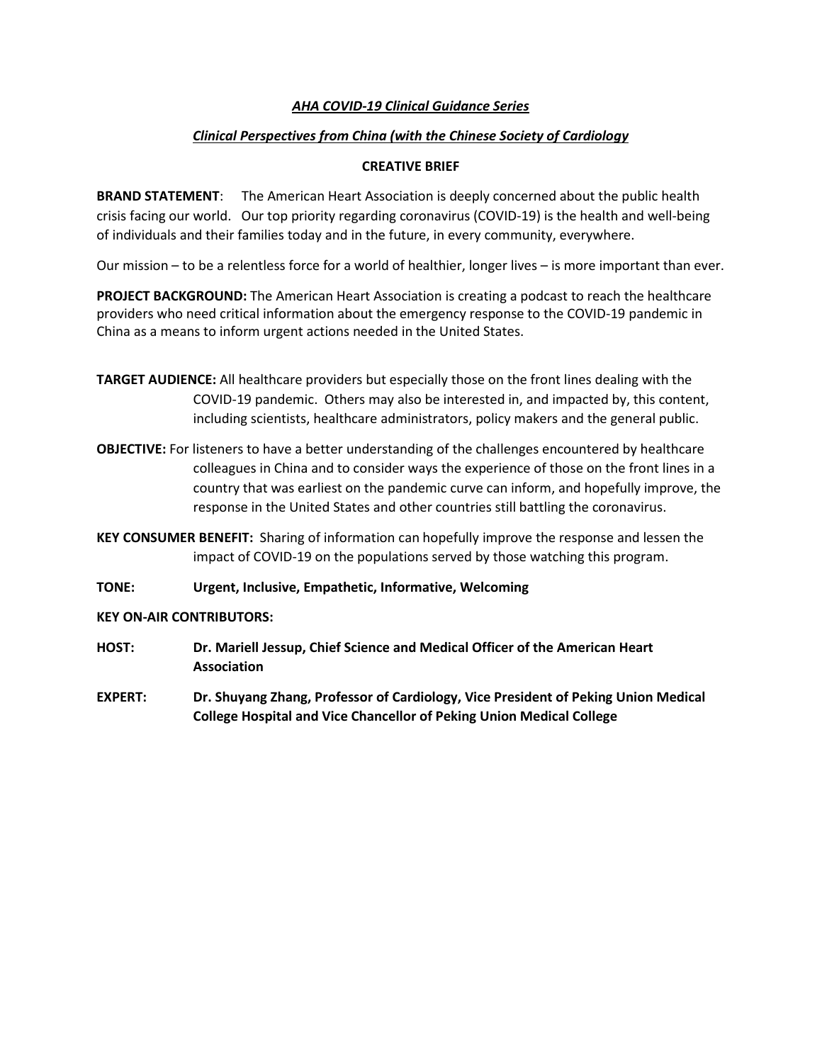***AHA COVID-19 Clinical Guidance Series***

***Clinical Perspectives from China (with the Chinese Society of Cardiology***

**CREATIVE BRIEF**

**BRAND STATEMENT**: The American Heart Association is deeply concerned about the public health crisis facing our world. Our top priority regarding coronavirus (COVID-19) is the health and well-being of individuals and their families today and in the future, in every community, everywhere.

Our mission – to be a relentless force for a world of healthier, longer lives – is more important than ever.

**PROJECT BACKGROUND:** The American Heart Association is creating a podcast to reach the healthcare providers who need critical information about the emergency response to the COVID-19 pandemic in China as a means to inform urgent actions needed in the United States.

**TARGET AUDIENCE:** All healthcare providers but especially those on the front lines dealing with the COVID-19 pandemic. Others may also be interested in, and impacted by, this content, including scientists, healthcare administrators, policy makers and the general public.

**OBJECTIVE:** For listeners to have a better understanding of the challenges encountered by healthcare colleagues in China and to consider ways the experience of those on the front lines in a country that was earliest on the pandemic curve can inform, and hopefully improve, the response in the United States and other countries still battling the coronavirus.

**KEY CONSUMER BENEFIT:** Sharing of information can hopefully improve the response and lessen the impact of COVID-19 on the populations served by those watching this program.

**TONE:** **Urgent, Inclusive, Empathetic, Informative, Welcoming**

**KEY ON-AIR CONTRIBUTORS:**

**HOST:** **Dr. Mariell Jessup, Chief Science and Medical Officer of the American Heart Association**

**EXPERT:** **Dr. Shuyang Zhang, Professor of Cardiology, Vice President of Peking Union Medical College Hospital and Vice Chancellor of Peking Union Medical College**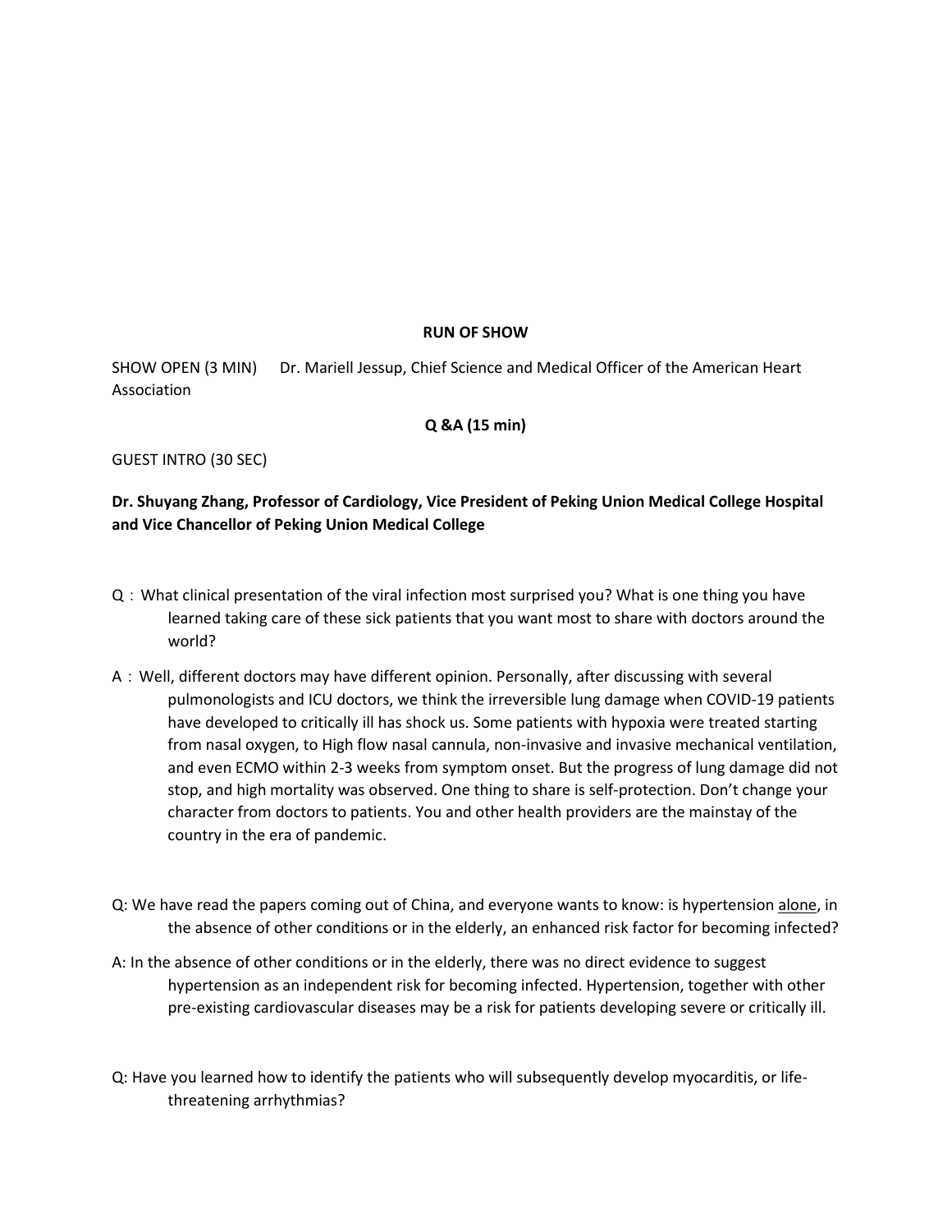**RUN OF SHOW**

SHOW OPEN (3 MIN) Dr. Mariell Jessup, Chief Science and Medical Officer of the American Heart Association

**Q &A (15 min)**

GUEST INTRO (30 SEC)

**Dr. Shuyang Zhang, Professor of Cardiology, Vice President of Peking Union Medical College Hospital and Vice Chancellor of Peking Union Medical College**

Q：What clinical presentation of the viral infection most surprised you? What is one thing you have learned taking care of these sick patients that you want most to share with doctors around the world?

A：Well, different doctors may have different opinion. Personally, after discussing with several pulmonologists and ICU doctors, we think the irreversible lung damage when COVID-19 patients have developed to critically ill has shock us. Some patients with hypoxia were treated starting from nasal oxygen, to High flow nasal cannula, non-invasive and invasive mechanical ventilation, and even ECMO within 2-3 weeks from symptom onset. But the progress of lung damage did not stop, and high mortality was observed. One thing to share is self-protection. Don't change your character from doctors to patients. You and other health providers are the mainstay of the country in the era of pandemic.

Q: We have read the papers coming out of China, and everyone wants to know: is hypertension <u>alone</u>, in the absence of other conditions or in the elderly, an enhanced risk factor for becoming infected?

A: In the absence of other conditions or in the elderly, there was no direct evidence to suggest hypertension as an independent risk for becoming infected. Hypertension, together with other pre-existing cardiovascular diseases may be a risk for patients developing severe or critically ill.

Q: Have you learned how to identify the patients who will subsequently develop myocarditis, or life-threatening arrhythmias?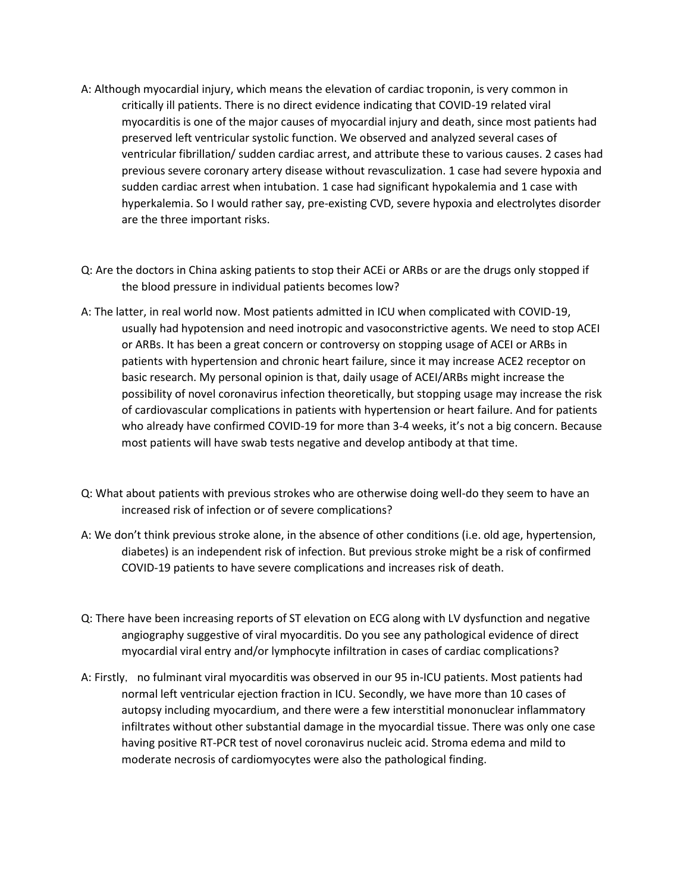A: Although myocardial injury, which means the elevation of cardiac troponin, is very common in critically ill patients. There is no direct evidence indicating that COVID-19 related viral myocarditis is one of the major causes of myocardial injury and death, since most patients had preserved left ventricular systolic function. We observed and analyzed several cases of ventricular fibrillation/ sudden cardiac arrest, and attribute these to various causes. 2 cases had previous severe coronary artery disease without revasculization. 1 case had severe hypoxia and sudden cardiac arrest when intubation. 1 case had significant hypokalemia and 1 case with hyperkalemia. So I would rather say, pre-existing CVD, severe hypoxia and electrolytes disorder are the three important risks.

Q: Are the doctors in China asking patients to stop their ACEi or ARBs or are the drugs only stopped if the blood pressure in individual patients becomes low?

A: The latter, in real world now. Most patients admitted in ICU when complicated with COVID-19, usually had hypotension and need inotropic and vasoconstrictive agents. We need to stop ACEI or ARBs. It has been a great concern or controversy on stopping usage of ACEI or ARBs in patients with hypertension and chronic heart failure, since it may increase ACE2 receptor on basic research. My personal opinion is that, daily usage of ACEI/ARBs might increase the possibility of novel coronavirus infection theoretically, but stopping usage may increase the risk of cardiovascular complications in patients with hypertension or heart failure. And for patients who already have confirmed COVID-19 for more than 3-4 weeks, it's not a big concern. Because most patients will have swab tests negative and develop antibody at that time.

Q: What about patients with previous strokes who are otherwise doing well-do they seem to have an increased risk of infection or of severe complications?

A: We don't think previous stroke alone, in the absence of other conditions (i.e. old age, hypertension, diabetes) is an independent risk of infection. But previous stroke might be a risk of confirmed COVID-19 patients to have severe complications and increases risk of death.

Q: There have been increasing reports of ST elevation on ECG along with LV dysfunction and negative angiography suggestive of viral myocarditis. Do you see any pathological evidence of direct myocardial viral entry and/or lymphocyte infiltration in cases of cardiac complications?

A: Firstly, no fulminant viral myocarditis was observed in our 95 in-ICU patients. Most patients had normal left ventricular ejection fraction in ICU. Secondly, we have more than 10 cases of autopsy including myocardium, and there were a few interstitial mononuclear inflammatory infiltrates without other substantial damage in the myocardial tissue. There was only one case having positive RT-PCR test of novel coronavirus nucleic acid. Stroma edema and mild to moderate necrosis of cardiomyocytes were also the pathological finding.